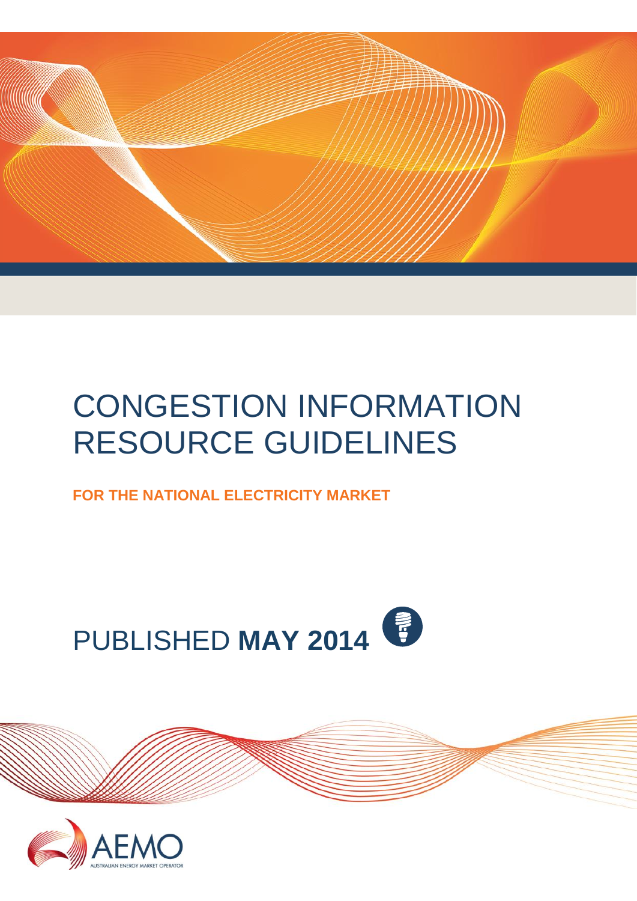# CONGESTION INFORMATION RESOURCE GUIDELINES

**FOR THE NATIONAL ELECTRICITY MARKET**

PUBLISHED **MAY 2014**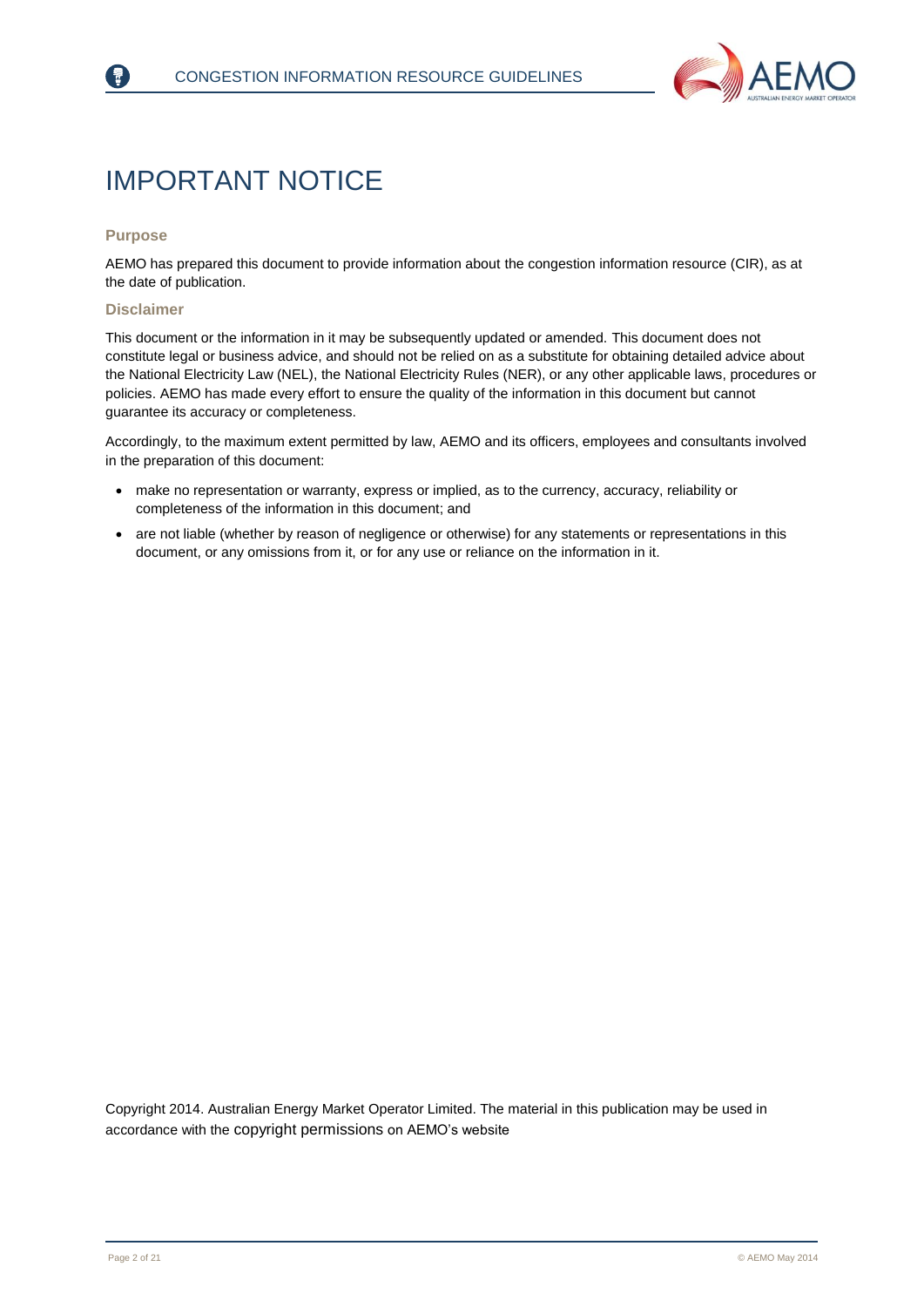# IMPORTANT NOTICE

### Purpose

AEMO has prepared this document to provide information about the congestion information resource (CIR), as at the date of publication.

### Disclaimer

This document or the information in it may be subsequently updated or amended. This document does not constitute legal or business advice, and should not be relied on as a substitute for obtaining detailed advice about the National Electricity Law (NEL), the National Electricity Rules (NER), or any other applicable laws, procedures or policies. AEMO has made every effort to ensure the quality of the information in this document but cannot guarantee its accuracy or completeness.

Accordingly, to the maximum extent permitted by law, AEMO and its officers, employees and consultants involved in the preparation of this document:

- make no representation or warranty, express or implied, as to the currency, accuracy, reliability or completeness of the information in this document; and
- are not liable (whether by reason of negligence or otherwise) for any statements or representations in this document, or any omissions from it, or for any use or reliance on the information in it.

Copyright 2014. Australian Energy Market Operator Limited. The material in this publication may be used in accordance with the copyright permissions on AEMO's website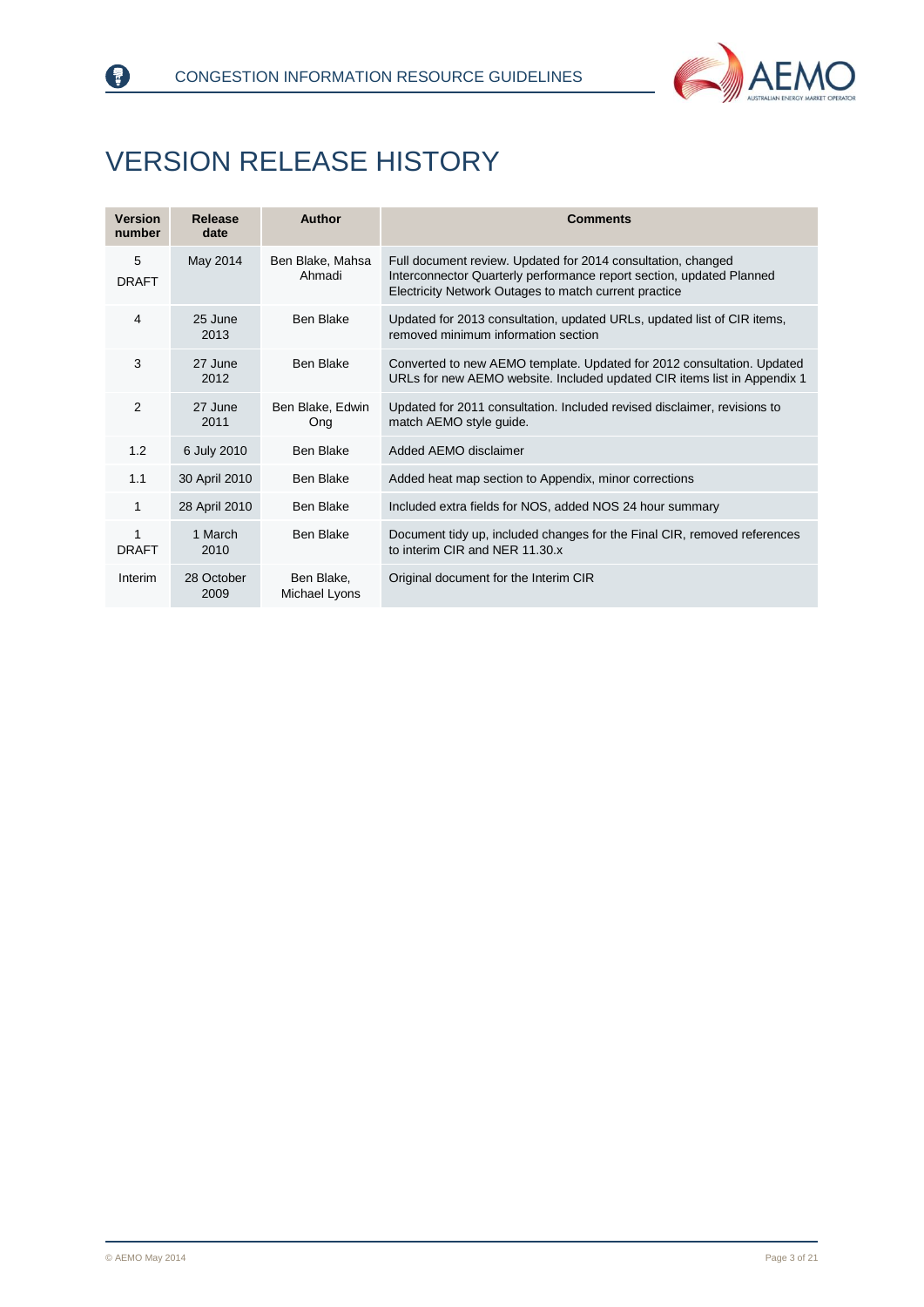# VERSION RELEASE HISTORY

| Version number | Release date | Author | Comments |
|---|---|---|---|
| 5 DRAFT | May 2014 | Ben Blake, Mahsa Ahmadi | Full document review. Updated for 2014 consultation, changed Interconnector Quarterly performance report section, updated Planned Electricity Network Outages to match current practice |
| 4 | 25 June 2013 | Ben Blake | Updated for 2013 consultation, updated URLs, updated list of CIR items, removed minimum information section |
| 3 | 27 June 2012 | Ben Blake | Converted to new AEMO template. Updated for 2012 consultation. Updated URLs for new AEMO website. Included updated CIR items list in Appendix 1 |
| 2 | 27 June 2011 | Ben Blake, Edwin Ong | Updated for 2011 consultation. Included revised disclaimer, revisions to match AEMO style guide. |
| 1.2 | 6 July 2010 | Ben Blake | Added AEMO disclaimer |
| 1.1 | 30 April 2010 | Ben Blake | Added heat map section to Appendix, minor corrections |
| 1 | 28 April 2010 | Ben Blake | Included extra fields for NOS, added NOS 24 hour summary |
| 1 DRAFT | 1 March 2010 | Ben Blake | Document tidy up, included changes for the Final CIR, removed references to interim CIR and NER 11.30.x |
| Interim | 28 October 2009 | Ben Blake, Michael Lyons | Original document for the Interim CIR |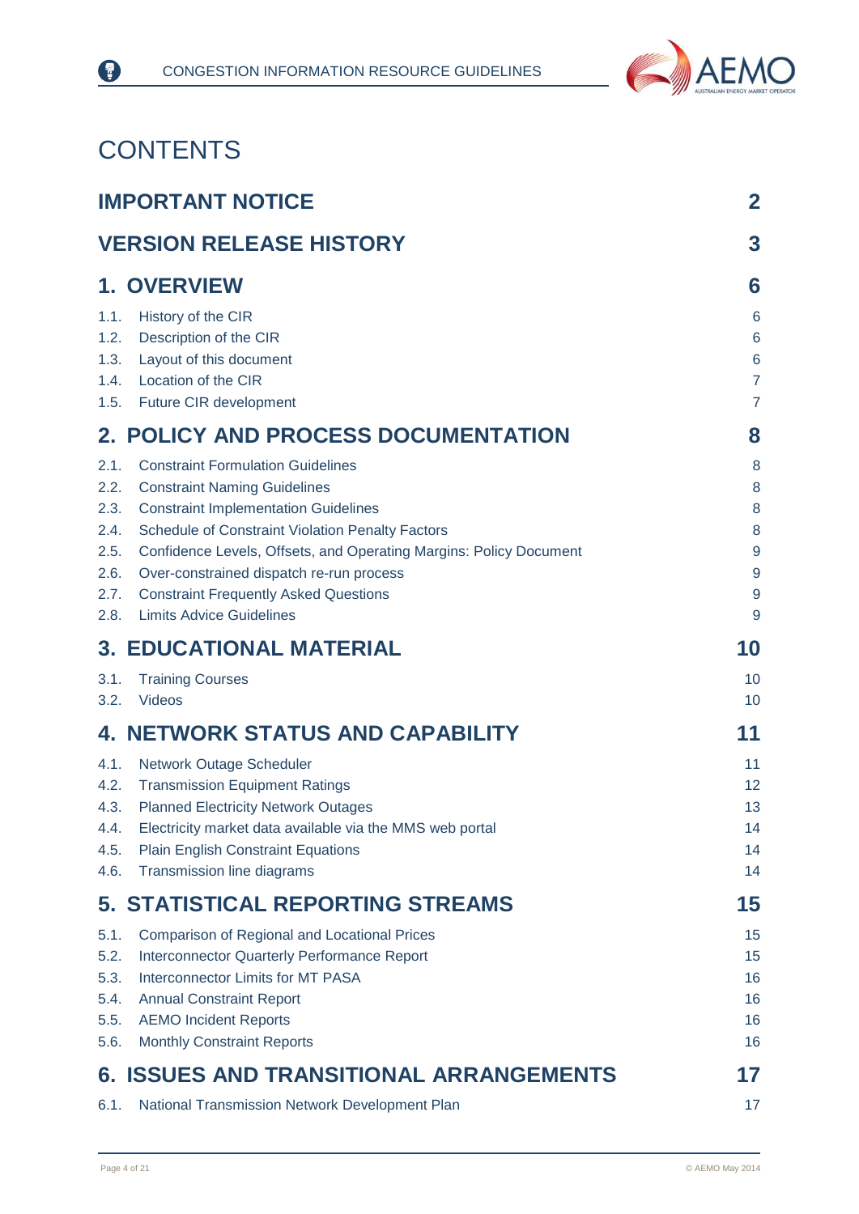# CONTENTS

| | |
|---|---|
| **IMPORTANT NOTICE** | **2** |
| **VERSION RELEASE HISTORY** | **3** |
| **1. OVERVIEW** | **6** |
| 1.1. History of the CIR | 6 |
| 1.2. Description of the CIR | 6 |
| 1.3. Layout of this document | 6 |
| 1.4. Location of the CIR | 7 |
| 1.5. Future CIR development | 7 |
| **2. POLICY AND PROCESS DOCUMENTATION** | **8** |
| 2.1. Constraint Formulation Guidelines | 8 |
| 2.2. Constraint Naming Guidelines | 8 |
| 2.3. Constraint Implementation Guidelines | 8 |
| 2.4. Schedule of Constraint Violation Penalty Factors | 8 |
| 2.5. Confidence Levels, Offsets, and Operating Margins: Policy Document | 9 |
| 2.6. Over-constrained dispatch re-run process | 9 |
| 2.7. Constraint Frequently Asked Questions | 9 |
| 2.8. Limits Advice Guidelines | 9 |
| **3. EDUCATIONAL MATERIAL** | **10** |
| 3.1. Training Courses | 10 |
| 3.2. Videos | 10 |
| **4. NETWORK STATUS AND CAPABILITY** | **11** |
| 4.1. Network Outage Scheduler | 11 |
| 4.2. Transmission Equipment Ratings | 12 |
| 4.3. Planned Electricity Network Outages | 13 |
| 4.4. Electricity market data available via the MMS web portal | 14 |
| 4.5. Plain English Constraint Equations | 14 |
| 4.6. Transmission line diagrams | 14 |
| **5. STATISTICAL REPORTING STREAMS** | **15** |
| 5.1. Comparison of Regional and Locational Prices | 15 |
| 5.2. Interconnector Quarterly Performance Report | 15 |
| 5.3. Interconnector Limits for MT PASA | 16 |
| 5.4. Annual Constraint Report | 16 |
| 5.5. AEMO Incident Reports | 16 |
| 5.6. Monthly Constraint Reports | 16 |
| **6. ISSUES AND TRANSITIONAL ARRANGEMENTS** | **17** |
| 6.1. National Transmission Network Development Plan | 17 |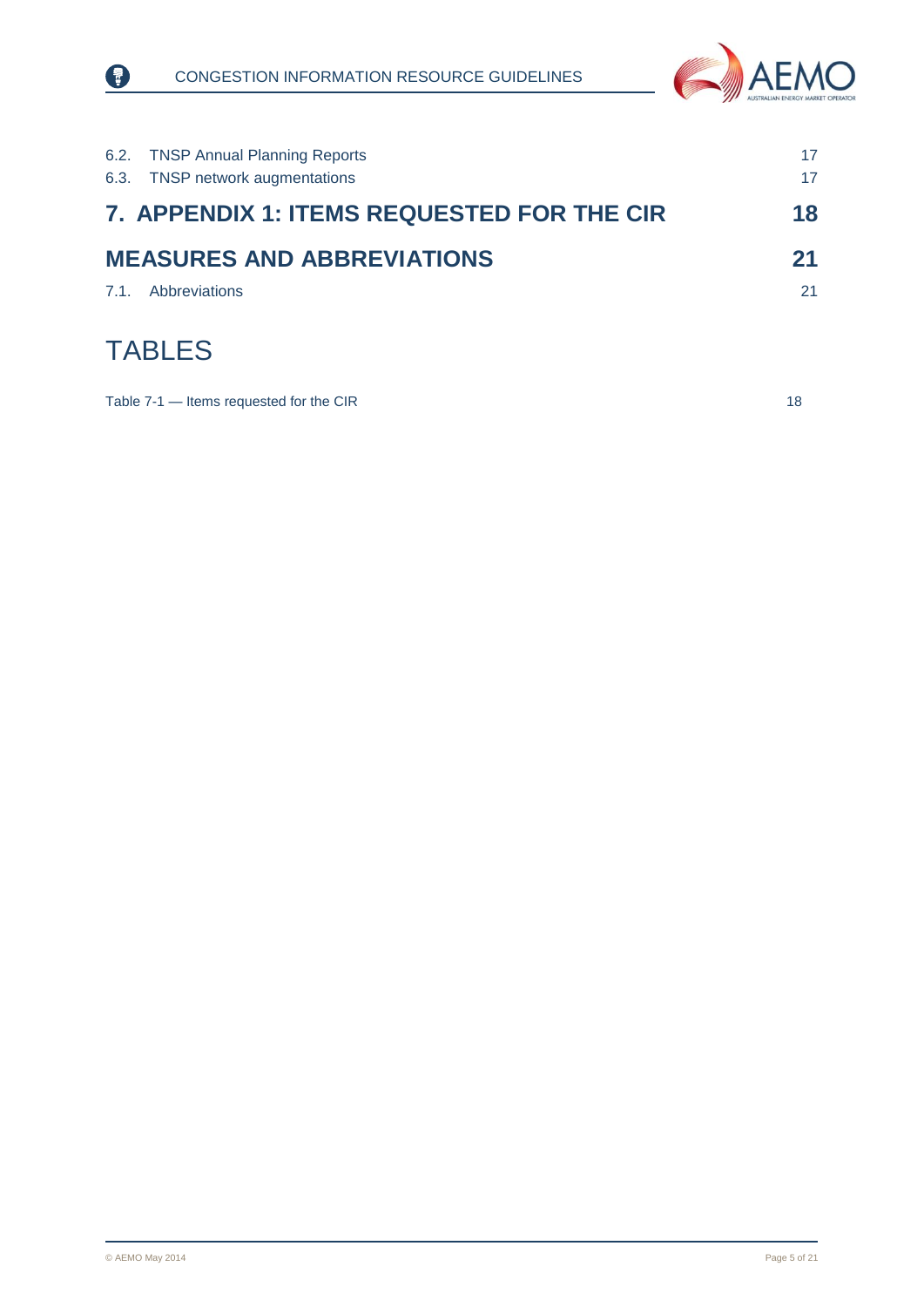6.2. TNSP Annual Planning Reports 17
6.3. TNSP network augmentations 17

**7. APPENDIX 1: ITEMS REQUESTED FOR THE CIR 18**

**MEASURES AND ABBREVIATIONS 21**

7.1. Abbreviations 21

# TABLES

Table 7-1 — Items requested for the CIR 18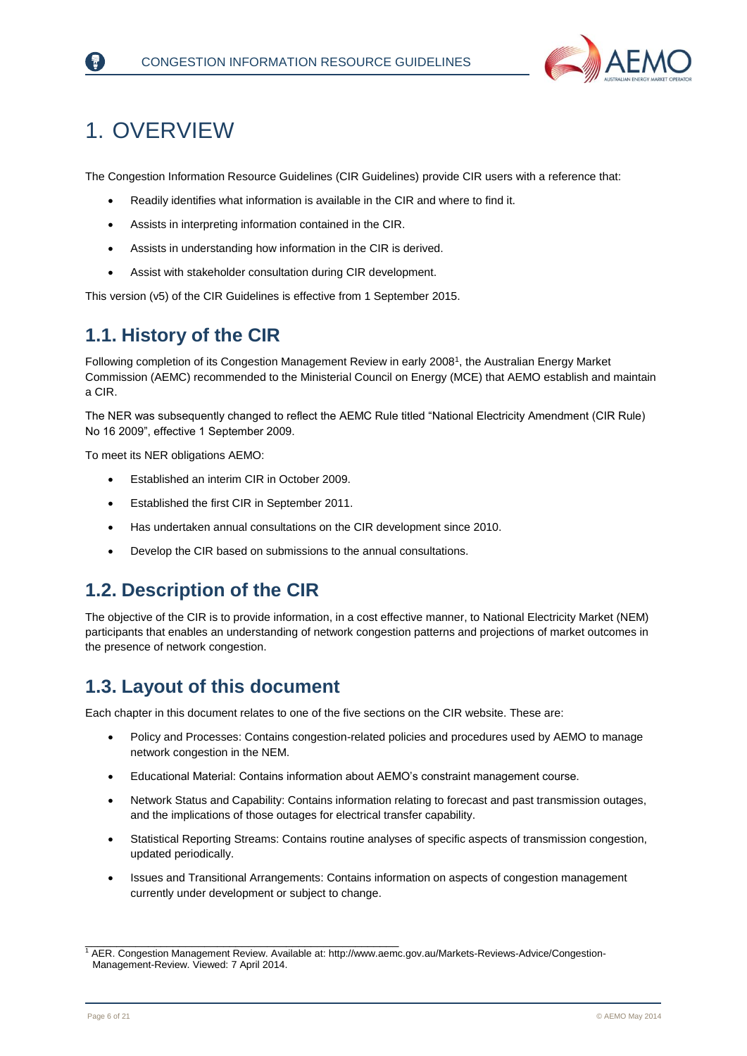# 1. OVERVIEW

The Congestion Information Resource Guidelines (CIR Guidelines) provide CIR users with a reference that:

- Readily identifies what information is available in the CIR and where to find it.
- Assists in interpreting information contained in the CIR.
- Assists in understanding how information in the CIR is derived.
- Assist with stakeholder consultation during CIR development.

This version (v5) of the CIR Guidelines is effective from 1 September 2015.

## 1.1. History of the CIR

Following completion of its Congestion Management Review in early 2008[1], the Australian Energy Market Commission (AEMC) recommended to the Ministerial Council on Energy (MCE) that AEMO establish and maintain a CIR.

The NER was subsequently changed to reflect the AEMC Rule titled "National Electricity Amendment (CIR Rule) No 16 2009", effective 1 September 2009.

To meet its NER obligations AEMO:

- Established an interim CIR in October 2009.
- Established the first CIR in September 2011.
- Has undertaken annual consultations on the CIR development since 2010.
- Develop the CIR based on submissions to the annual consultations.

## 1.2. Description of the CIR

The objective of the CIR is to provide information, in a cost effective manner, to National Electricity Market (NEM) participants that enables an understanding of network congestion patterns and projections of market outcomes in the presence of network congestion.

## 1.3. Layout of this document

Each chapter in this document relates to one of the five sections on the CIR website. These are:

- Policy and Processes: Contains congestion-related policies and procedures used by AEMO to manage network congestion in the NEM.
- Educational Material: Contains information about AEMO's constraint management course.
- Network Status and Capability: Contains information relating to forecast and past transmission outages, and the implications of those outages for electrical transfer capability.
- Statistical Reporting Streams: Contains routine analyses of specific aspects of transmission congestion, updated periodically.
- Issues and Transitional Arrangements: Contains information on aspects of congestion management currently under development or subject to change.

[1] AER. Congestion Management Review. Available at: http://www.aemc.gov.au/Markets-Reviews-Advice/Congestion-Management-Review. Viewed: 7 April 2014.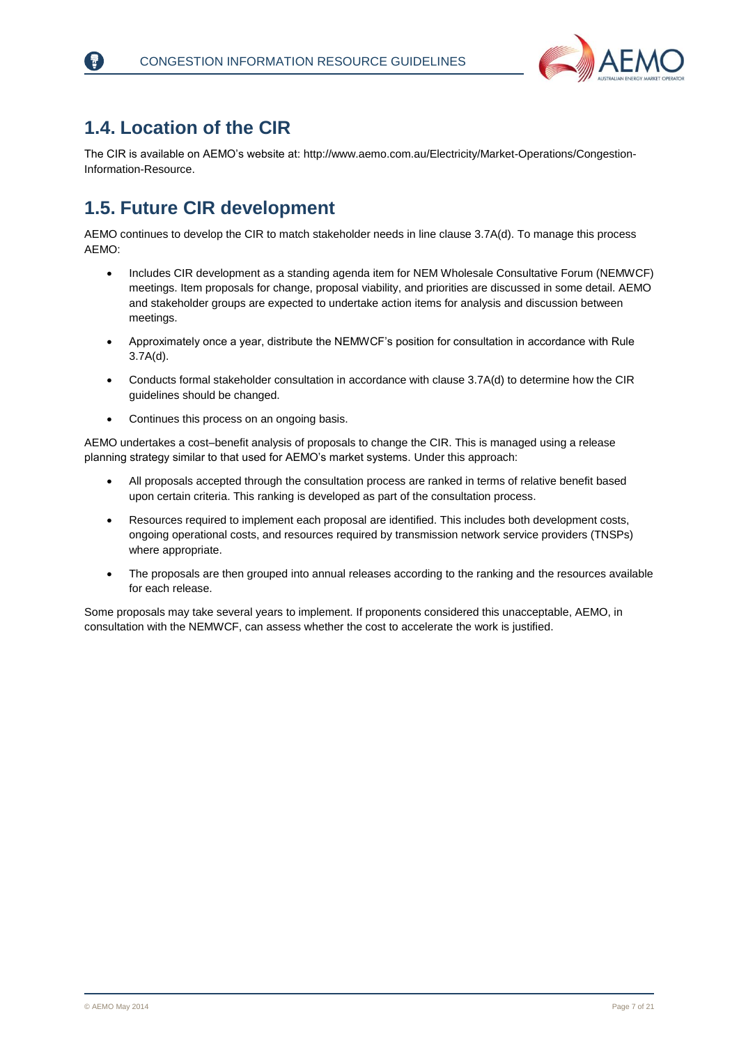## 1.4. Location of the CIR

The CIR is available on AEMO's website at: http://www.aemo.com.au/Electricity/Market-Operations/Congestion-Information-Resource.

## 1.5. Future CIR development

AEMO continues to develop the CIR to match stakeholder needs in line clause 3.7A(d). To manage this process AEMO:

- Includes CIR development as a standing agenda item for NEM Wholesale Consultative Forum (NEMWCF) meetings. Item proposals for change, proposal viability, and priorities are discussed in some detail. AEMO and stakeholder groups are expected to undertake action items for analysis and discussion between meetings.
- Approximately once a year, distribute the NEMWCF's position for consultation in accordance with Rule 3.7A(d).
- Conducts formal stakeholder consultation in accordance with clause 3.7A(d) to determine how the CIR guidelines should be changed.
- Continues this process on an ongoing basis.

AEMO undertakes a cost–benefit analysis of proposals to change the CIR. This is managed using a release planning strategy similar to that used for AEMO's market systems. Under this approach:

- All proposals accepted through the consultation process are ranked in terms of relative benefit based upon certain criteria. This ranking is developed as part of the consultation process.
- Resources required to implement each proposal are identified. This includes both development costs, ongoing operational costs, and resources required by transmission network service providers (TNSPs) where appropriate.
- The proposals are then grouped into annual releases according to the ranking and the resources available for each release.

Some proposals may take several years to implement. If proponents considered this unacceptable, AEMO, in consultation with the NEMWCF, can assess whether the cost to accelerate the work is justified.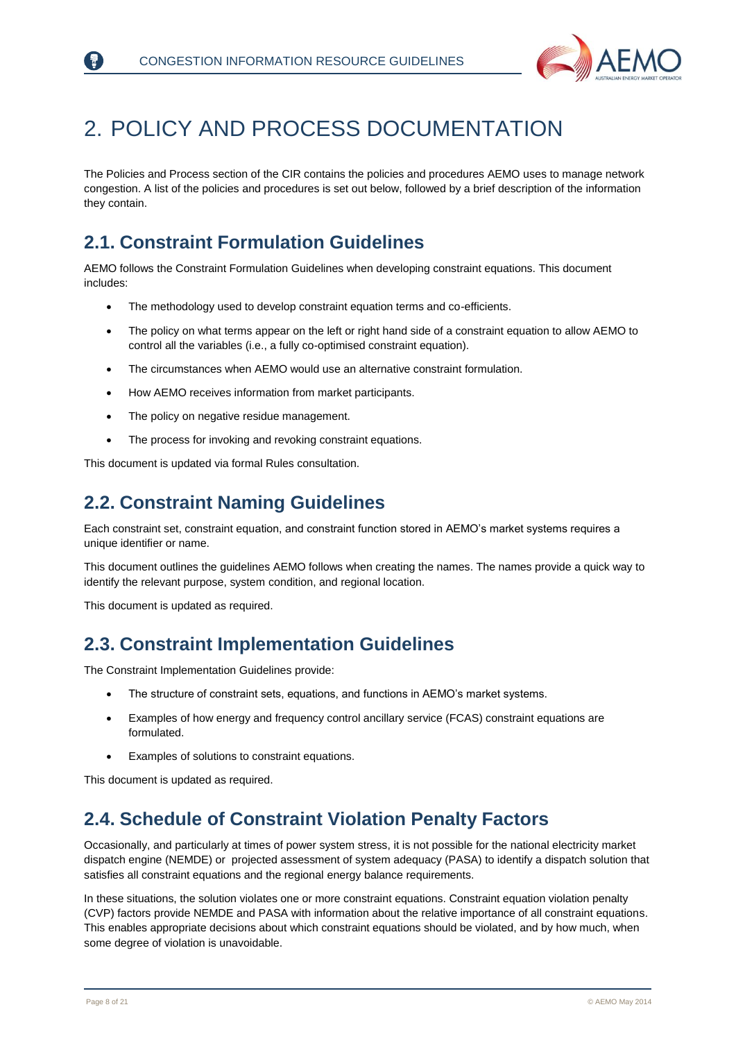# 2. POLICY AND PROCESS DOCUMENTATION

The Policies and Process section of the CIR contains the policies and procedures AEMO uses to manage network congestion. A list of the policies and procedures is set out below, followed by a brief description of the information they contain.

## 2.1. Constraint Formulation Guidelines

AEMO follows the Constraint Formulation Guidelines when developing constraint equations. This document includes:

- The methodology used to develop constraint equation terms and co-efficients.
- The policy on what terms appear on the left or right hand side of a constraint equation to allow AEMO to control all the variables (i.e., a fully co-optimised constraint equation).
- The circumstances when AEMO would use an alternative constraint formulation.
- How AEMO receives information from market participants.
- The policy on negative residue management.
- The process for invoking and revoking constraint equations.

This document is updated via formal Rules consultation.

## 2.2. Constraint Naming Guidelines

Each constraint set, constraint equation, and constraint function stored in AEMO's market systems requires a unique identifier or name.

This document outlines the guidelines AEMO follows when creating the names. The names provide a quick way to identify the relevant purpose, system condition, and regional location.

This document is updated as required.

## 2.3. Constraint Implementation Guidelines

The Constraint Implementation Guidelines provide:

- The structure of constraint sets, equations, and functions in AEMO's market systems.
- Examples of how energy and frequency control ancillary service (FCAS) constraint equations are formulated.
- Examples of solutions to constraint equations.

This document is updated as required.

## 2.4. Schedule of Constraint Violation Penalty Factors

Occasionally, and particularly at times of power system stress, it is not possible for the national electricity market dispatch engine (NEMDE) or projected assessment of system adequacy (PASA) to identify a dispatch solution that satisfies all constraint equations and the regional energy balance requirements.

In these situations, the solution violates one or more constraint equations. Constraint equation violation penalty (CVP) factors provide NEMDE and PASA with information about the relative importance of all constraint equations. This enables appropriate decisions about which constraint equations should be violated, and by how much, when some degree of violation is unavoidable.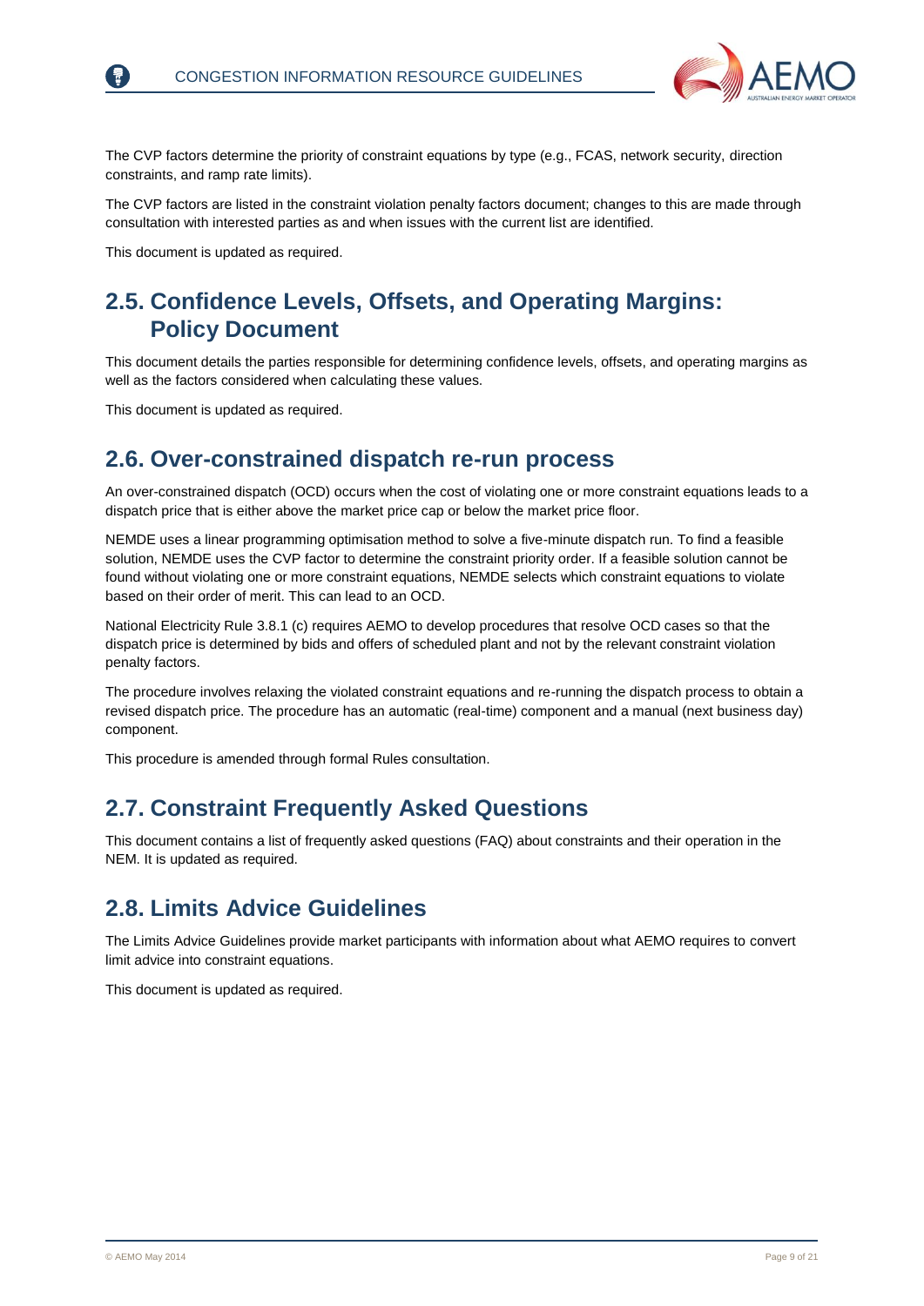The CVP factors determine the priority of constraint equations by type (e.g., FCAS, network security, direction constraints, and ramp rate limits).

The CVP factors are listed in the constraint violation penalty factors document; changes to this are made through consultation with interested parties as and when issues with the current list are identified.

This document is updated as required.

## 2.5. Confidence Levels, Offsets, and Operating Margins: Policy Document

This document details the parties responsible for determining confidence levels, offsets, and operating margins as well as the factors considered when calculating these values.

This document is updated as required.

## 2.6. Over-constrained dispatch re-run process

An over-constrained dispatch (OCD) occurs when the cost of violating one or more constraint equations leads to a dispatch price that is either above the market price cap or below the market price floor.

NEMDE uses a linear programming optimisation method to solve a five-minute dispatch run. To find a feasible solution, NEMDE uses the CVP factor to determine the constraint priority order. If a feasible solution cannot be found without violating one or more constraint equations, NEMDE selects which constraint equations to violate based on their order of merit. This can lead to an OCD.

National Electricity Rule 3.8.1 (c) requires AEMO to develop procedures that resolve OCD cases so that the dispatch price is determined by bids and offers of scheduled plant and not by the relevant constraint violation penalty factors.

The procedure involves relaxing the violated constraint equations and re-running the dispatch process to obtain a revised dispatch price. The procedure has an automatic (real-time) component and a manual (next business day) component.

This procedure is amended through formal Rules consultation.

## 2.7. Constraint Frequently Asked Questions

This document contains a list of frequently asked questions (FAQ) about constraints and their operation in the NEM. It is updated as required.

## 2.8. Limits Advice Guidelines

The Limits Advice Guidelines provide market participants with information about what AEMO requires to convert limit advice into constraint equations.

This document is updated as required.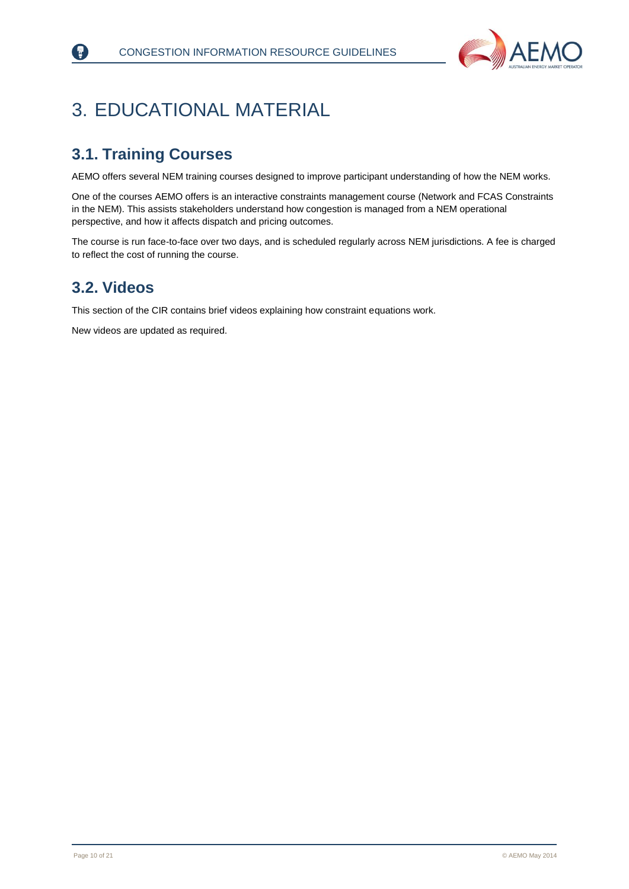# 3. EDUCATIONAL MATERIAL

## 3.1. Training Courses

AEMO offers several NEM training courses designed to improve participant understanding of how the NEM works.

One of the courses AEMO offers is an interactive constraints management course (Network and FCAS Constraints in the NEM). This assists stakeholders understand how congestion is managed from a NEM operational perspective, and how it affects dispatch and pricing outcomes.

The course is run face-to-face over two days, and is scheduled regularly across NEM jurisdictions. A fee is charged to reflect the cost of running the course.

## 3.2. Videos

This section of the CIR contains brief videos explaining how constraint equations work.

New videos are updated as required.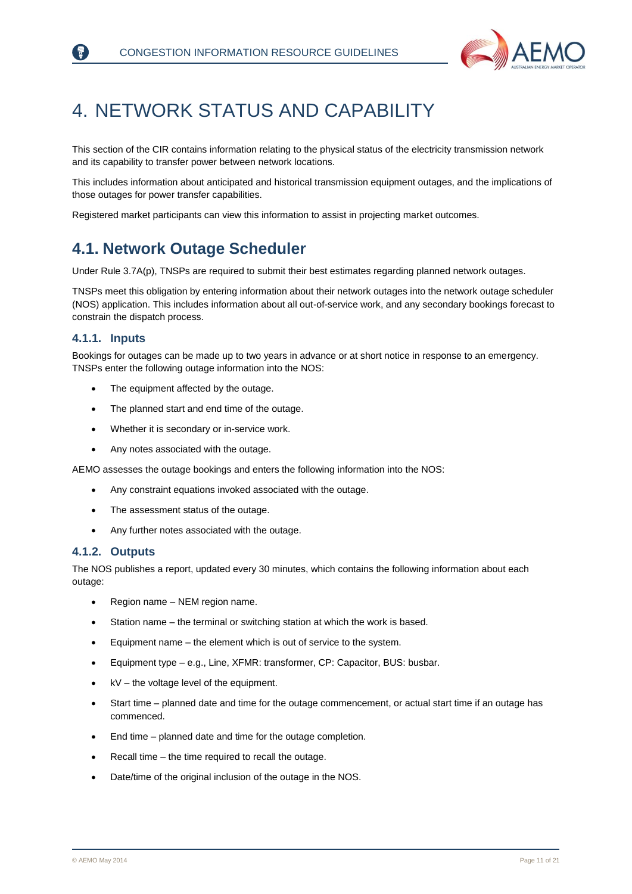# 4. NETWORK STATUS AND CAPABILITY

This section of the CIR contains information relating to the physical status of the electricity transmission network and its capability to transfer power between network locations.

This includes information about anticipated and historical transmission equipment outages, and the implications of those outages for power transfer capabilities.

Registered market participants can view this information to assist in projecting market outcomes.

## 4.1. Network Outage Scheduler

Under Rule 3.7A(p), TNSPs are required to submit their best estimates regarding planned network outages.

TNSPs meet this obligation by entering information about their network outages into the network outage scheduler (NOS) application. This includes information about all out-of-service work, and any secondary bookings forecast to constrain the dispatch process.

### 4.1.1. Inputs

Bookings for outages can be made up to two years in advance or at short notice in response to an emergency. TNSPs enter the following outage information into the NOS:

- The equipment affected by the outage.
- The planned start and end time of the outage.
- Whether it is secondary or in-service work.
- Any notes associated with the outage.

AEMO assesses the outage bookings and enters the following information into the NOS:

- Any constraint equations invoked associated with the outage.
- The assessment status of the outage.
- Any further notes associated with the outage.

### 4.1.2. Outputs

The NOS publishes a report, updated every 30 minutes, which contains the following information about each outage:

- Region name – NEM region name.
- Station name – the terminal or switching station at which the work is based.
- Equipment name – the element which is out of service to the system.
- Equipment type – e.g., Line, XFMR: transformer, CP: Capacitor, BUS: busbar.
- kV – the voltage level of the equipment.
- Start time – planned date and time for the outage commencement, or actual start time if an outage has commenced.
- End time – planned date and time for the outage completion.
- Recall time – the time required to recall the outage.
- Date/time of the original inclusion of the outage in the NOS.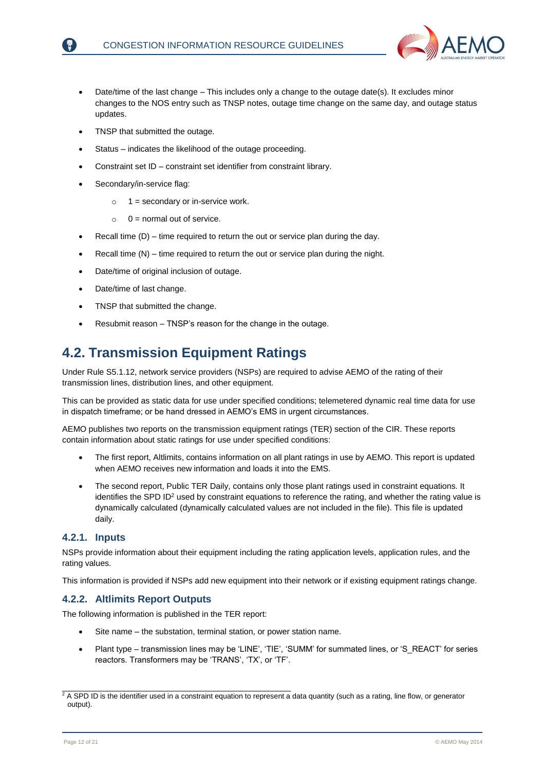- Date/time of the last change – This includes only a change to the outage date(s). It excludes minor changes to the NOS entry such as TNSP notes, outage time change on the same day, and outage status updates.
- TNSP that submitted the outage.
- Status – indicates the likelihood of the outage proceeding.
- Constraint set ID – constraint set identifier from constraint library.
- Secondary/in-service flag:
  - 1 = secondary or in-service work.
  - 0 = normal out of service.
- Recall time (D) – time required to return the out or service plan during the day.
- Recall time (N) – time required to return the out or service plan during the night.
- Date/time of original inclusion of outage.
- Date/time of last change.
- TNSP that submitted the change.
- Resubmit reason – TNSP's reason for the change in the outage.

## 4.2. Transmission Equipment Ratings

Under Rule S5.1.12, network service providers (NSPs) are required to advise AEMO of the rating of their transmission lines, distribution lines, and other equipment.

This can be provided as static data for use under specified conditions; telemetered dynamic real time data for use in dispatch timeframe; or be hand dressed in AEMO's EMS in urgent circumstances.

AEMO publishes two reports on the transmission equipment ratings (TER) section of the CIR. These reports contain information about static ratings for use under specified conditions:

- The first report, Altlimits, contains information on all plant ratings in use by AEMO. This report is updated when AEMO receives new information and loads it into the EMS.
- The second report, Public TER Daily, contains only those plant ratings used in constraint equations. It identifies the SPD ID[2] used by constraint equations to reference the rating, and whether the rating value is dynamically calculated (dynamically calculated values are not included in the file). This file is updated daily.

### 4.2.1. Inputs

NSPs provide information about their equipment including the rating application levels, application rules, and the rating values.

This information is provided if NSPs add new equipment into their network or if existing equipment ratings change.

### 4.2.2. Altlimits Report Outputs

The following information is published in the TER report:

- Site name – the substation, terminal station, or power station name.
- Plant type – transmission lines may be 'LINE', 'TIE', 'SUMM' for summated lines, or 'S_REACT' for series reactors. Transformers may be 'TRANS', 'TX', or 'TF'.

[2] A SPD ID is the identifier used in a constraint equation to represent a data quantity (such as a rating, line flow, or generator output).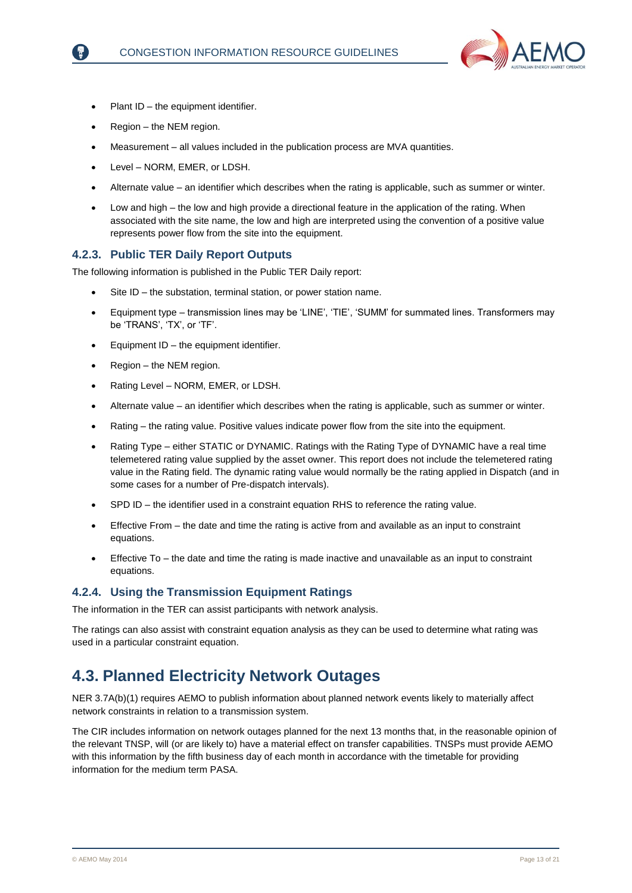- Plant ID – the equipment identifier.
- Region – the NEM region.
- Measurement – all values included in the publication process are MVA quantities.
- Level – NORM, EMER, or LDSH.
- Alternate value – an identifier which describes when the rating is applicable, such as summer or winter.
- Low and high – the low and high provide a directional feature in the application of the rating. When associated with the site name, the low and high are interpreted using the convention of a positive value represents power flow from the site into the equipment.

### 4.2.3. Public TER Daily Report Outputs

The following information is published in the Public TER Daily report:

- Site ID – the substation, terminal station, or power station name.
- Equipment type – transmission lines may be 'LINE', 'TIE', 'SUMM' for summated lines. Transformers may be 'TRANS', 'TX', or 'TF'.
- Equipment ID – the equipment identifier.
- Region – the NEM region.
- Rating Level – NORM, EMER, or LDSH.
- Alternate value – an identifier which describes when the rating is applicable, such as summer or winter.
- Rating – the rating value. Positive values indicate power flow from the site into the equipment.
- Rating Type – either STATIC or DYNAMIC. Ratings with the Rating Type of DYNAMIC have a real time telemetered rating value supplied by the asset owner. This report does not include the telemetered rating value in the Rating field. The dynamic rating value would normally be the rating applied in Dispatch (and in some cases for a number of Pre-dispatch intervals).
- SPD ID – the identifier used in a constraint equation RHS to reference the rating value.
- Effective From – the date and time the rating is active from and available as an input to constraint equations.
- Effective To – the date and time the rating is made inactive and unavailable as an input to constraint equations.

### 4.2.4. Using the Transmission Equipment Ratings

The information in the TER can assist participants with network analysis.

The ratings can also assist with constraint equation analysis as they can be used to determine what rating was used in a particular constraint equation.

## 4.3. Planned Electricity Network Outages

NER 3.7A(b)(1) requires AEMO to publish information about planned network events likely to materially affect network constraints in relation to a transmission system.

The CIR includes information on network outages planned for the next 13 months that, in the reasonable opinion of the relevant TNSP, will (or are likely to) have a material effect on transfer capabilities. TNSPs must provide AEMO with this information by the fifth business day of each month in accordance with the timetable for providing information for the medium term PASA.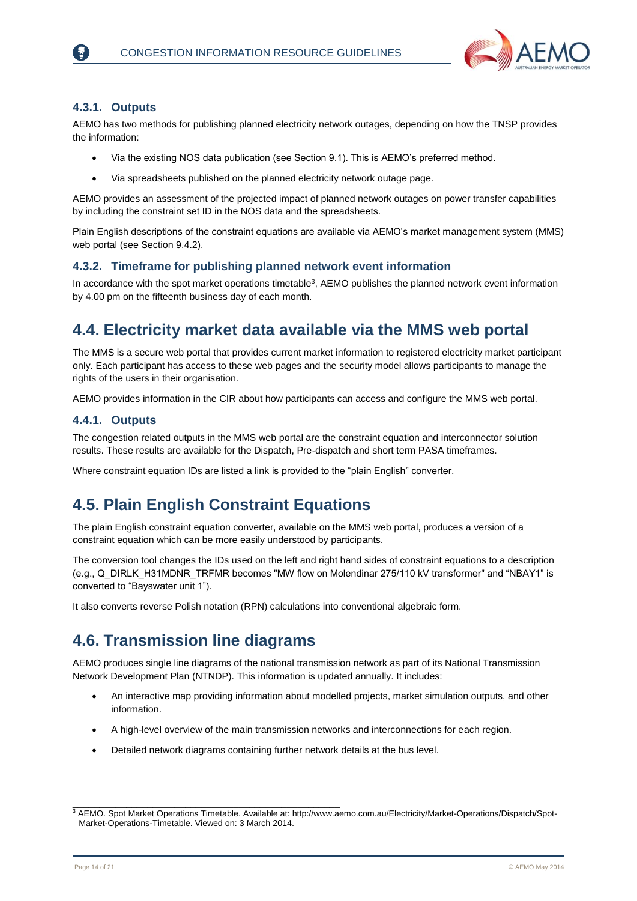### 4.3.1. Outputs

AEMO has two methods for publishing planned electricity network outages, depending on how the TNSP provides the information:

- Via the existing NOS data publication (see Section 9.1). This is AEMO's preferred method.
- Via spreadsheets published on the planned electricity network outage page.

AEMO provides an assessment of the projected impact of planned network outages on power transfer capabilities by including the constraint set ID in the NOS data and the spreadsheets.

Plain English descriptions of the constraint equations are available via AEMO's market management system (MMS) web portal (see Section 9.4.2).

### 4.3.2. Timeframe for publishing planned network event information

In accordance with the spot market operations timetable[3], AEMO publishes the planned network event information by 4.00 pm on the fifteenth business day of each month.

## 4.4. Electricity market data available via the MMS web portal

The MMS is a secure web portal that provides current market information to registered electricity market participant only. Each participant has access to these web pages and the security model allows participants to manage the rights of the users in their organisation.

AEMO provides information in the CIR about how participants can access and configure the MMS web portal.

### 4.4.1. Outputs

The congestion related outputs in the MMS web portal are the constraint equation and interconnector solution results. These results are available for the Dispatch, Pre-dispatch and short term PASA timeframes.

Where constraint equation IDs are listed a link is provided to the "plain English" converter.

## 4.5. Plain English Constraint Equations

The plain English constraint equation converter, available on the MMS web portal, produces a version of a constraint equation which can be more easily understood by participants.

The conversion tool changes the IDs used on the left and right hand sides of constraint equations to a description (e.g., Q_DIRLK_H31MDNR_TRFMR becomes "MW flow on Molendinar 275/110 kV transformer" and "NBAY1" is converted to "Bayswater unit 1").

It also converts reverse Polish notation (RPN) calculations into conventional algebraic form.

## 4.6. Transmission line diagrams

AEMO produces single line diagrams of the national transmission network as part of its National Transmission Network Development Plan (NTNDP). This information is updated annually. It includes:

- An interactive map providing information about modelled projects, market simulation outputs, and other information.
- A high-level overview of the main transmission networks and interconnections for each region.
- Detailed network diagrams containing further network details at the bus level.

[3] AEMO. Spot Market Operations Timetable. Available at: http://www.aemo.com.au/Electricity/Market-Operations/Dispatch/Spot-Market-Operations-Timetable. Viewed on: 3 March 2014.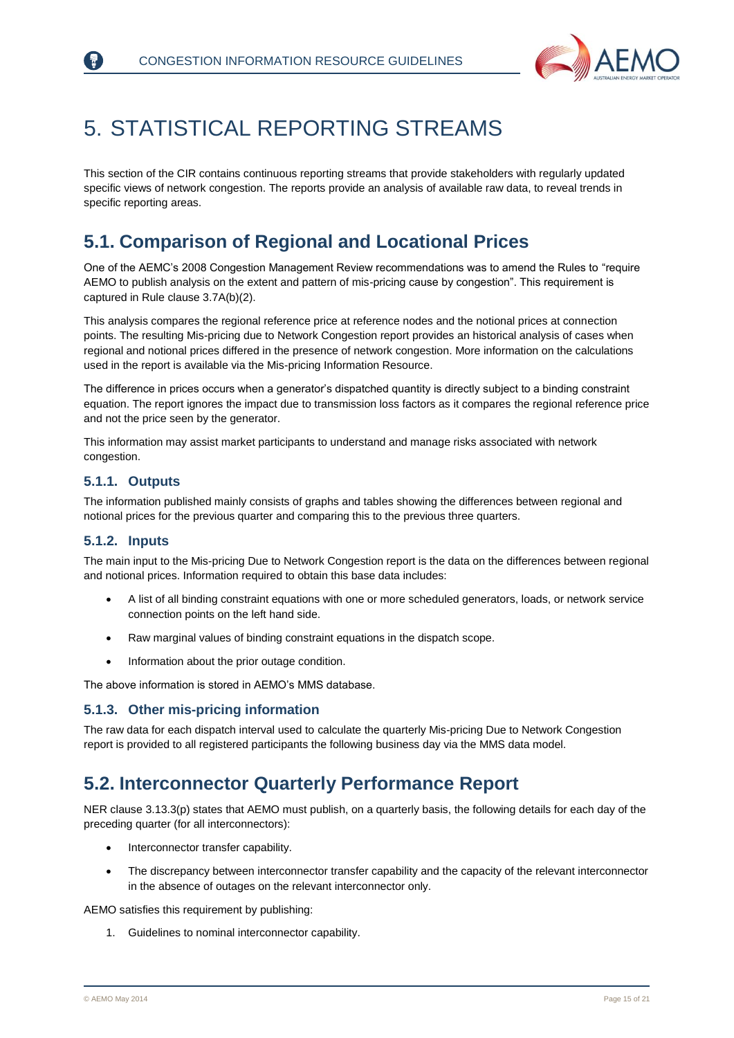# 5. STATISTICAL REPORTING STREAMS

This section of the CIR contains continuous reporting streams that provide stakeholders with regularly updated specific views of network congestion. The reports provide an analysis of available raw data, to reveal trends in specific reporting areas.

## 5.1. Comparison of Regional and Locational Prices

One of the AEMC's 2008 Congestion Management Review recommendations was to amend the Rules to "require AEMO to publish analysis on the extent and pattern of mis-pricing cause by congestion". This requirement is captured in Rule clause 3.7A(b)(2).

This analysis compares the regional reference price at reference nodes and the notional prices at connection points. The resulting Mis-pricing due to Network Congestion report provides an historical analysis of cases when regional and notional prices differed in the presence of network congestion. More information on the calculations used in the report is available via the Mis-pricing Information Resource.

The difference in prices occurs when a generator's dispatched quantity is directly subject to a binding constraint equation. The report ignores the impact due to transmission loss factors as it compares the regional reference price and not the price seen by the generator.

This information may assist market participants to understand and manage risks associated with network congestion.

### 5.1.1. Outputs

The information published mainly consists of graphs and tables showing the differences between regional and notional prices for the previous quarter and comparing this to the previous three quarters.

### 5.1.2. Inputs

The main input to the Mis-pricing Due to Network Congestion report is the data on the differences between regional and notional prices. Information required to obtain this base data includes:

- A list of all binding constraint equations with one or more scheduled generators, loads, or network service connection points on the left hand side.
- Raw marginal values of binding constraint equations in the dispatch scope.
- Information about the prior outage condition.

The above information is stored in AEMO's MMS database.

### 5.1.3. Other mis-pricing information

The raw data for each dispatch interval used to calculate the quarterly Mis-pricing Due to Network Congestion report is provided to all registered participants the following business day via the MMS data model.

## 5.2. Interconnector Quarterly Performance Report

NER clause 3.13.3(p) states that AEMO must publish, on a quarterly basis, the following details for each day of the preceding quarter (for all interconnectors):

- Interconnector transfer capability.
- The discrepancy between interconnector transfer capability and the capacity of the relevant interconnector in the absence of outages on the relevant interconnector only.

AEMO satisfies this requirement by publishing:

1. Guidelines to nominal interconnector capability.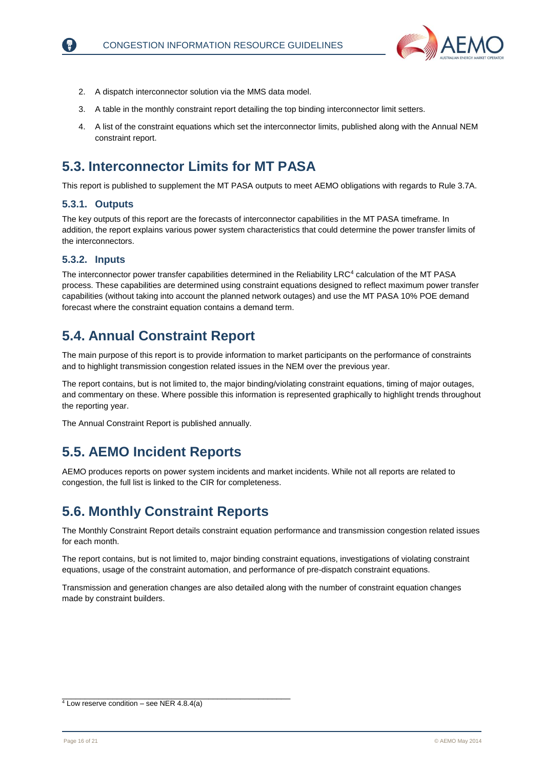2. A dispatch interconnector solution via the MMS data model.
3. A table in the monthly constraint report detailing the top binding interconnector limit setters.
4. A list of the constraint equations which set the interconnector limits, published along with the Annual NEM constraint report.

## 5.3. Interconnector Limits for MT PASA

This report is published to supplement the MT PASA outputs to meet AEMO obligations with regards to Rule 3.7A.

### 5.3.1. Outputs

The key outputs of this report are the forecasts of interconnector capabilities in the MT PASA timeframe. In addition, the report explains various power system characteristics that could determine the power transfer limits of the interconnectors.

### 5.3.2. Inputs

The interconnector power transfer capabilities determined in the Reliability LRC[4] calculation of the MT PASA process. These capabilities are determined using constraint equations designed to reflect maximum power transfer capabilities (without taking into account the planned network outages) and use the MT PASA 10% POE demand forecast where the constraint equation contains a demand term.

## 5.4. Annual Constraint Report

The main purpose of this report is to provide information to market participants on the performance of constraints and to highlight transmission congestion related issues in the NEM over the previous year.

The report contains, but is not limited to, the major binding/violating constraint equations, timing of major outages, and commentary on these. Where possible this information is represented graphically to highlight trends throughout the reporting year.

The Annual Constraint Report is published annually.

## 5.5. AEMO Incident Reports

AEMO produces reports on power system incidents and market incidents. While not all reports are related to congestion, the full list is linked to the CIR for completeness.

## 5.6. Monthly Constraint Reports

The Monthly Constraint Report details constraint equation performance and transmission congestion related issues for each month.

The report contains, but is not limited to, major binding constraint equations, investigations of violating constraint equations, usage of the constraint automation, and performance of pre-dispatch constraint equations.

Transmission and generation changes are also detailed along with the number of constraint equation changes made by constraint builders.

---

[4] Low reserve condition – see NER 4.8.4(a)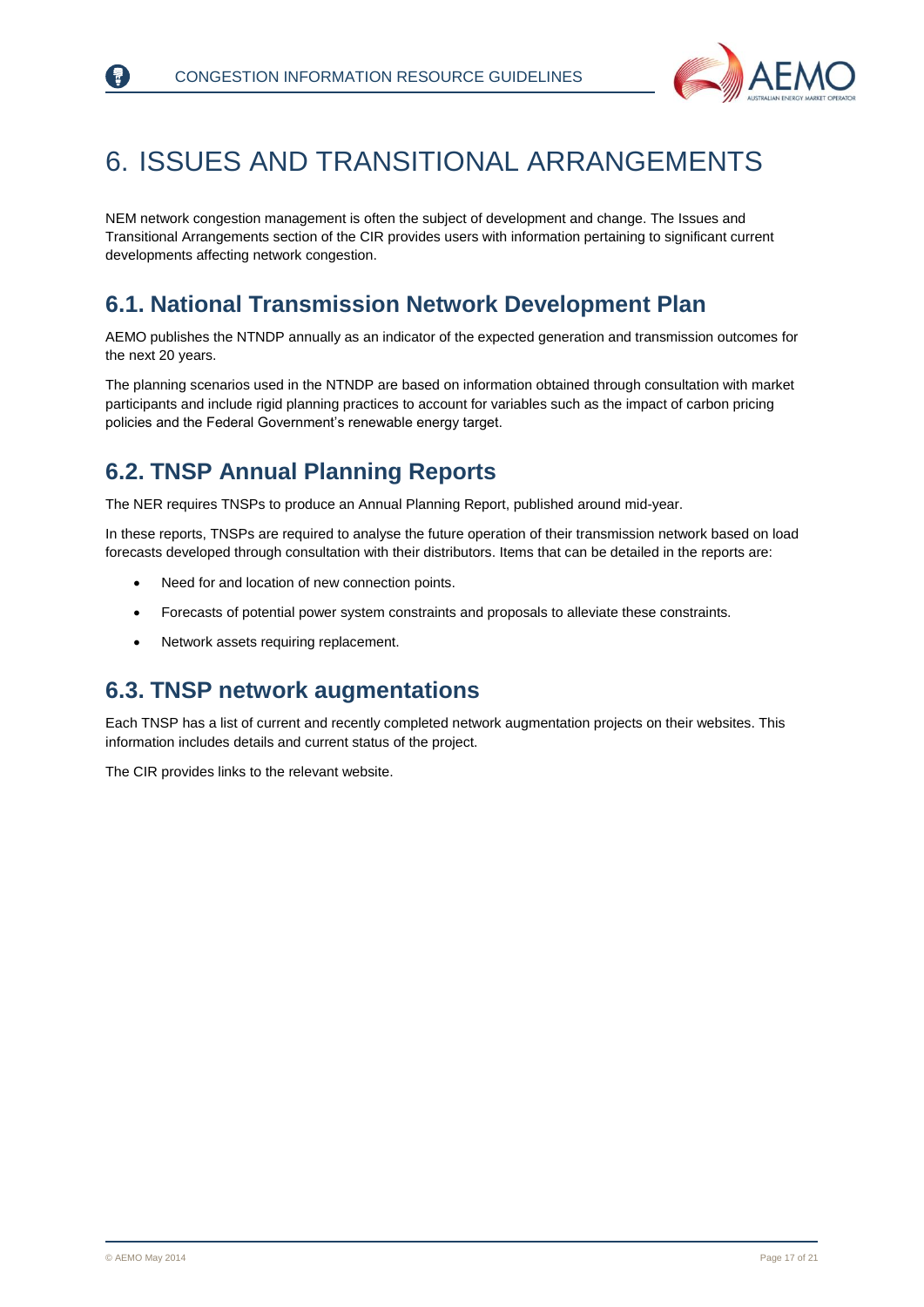# 6. ISSUES AND TRANSITIONAL ARRANGEMENTS

NEM network congestion management is often the subject of development and change. The Issues and Transitional Arrangements section of the CIR provides users with information pertaining to significant current developments affecting network congestion.

## 6.1. National Transmission Network Development Plan

AEMO publishes the NTNDP annually as an indicator of the expected generation and transmission outcomes for the next 20 years.

The planning scenarios used in the NTNDP are based on information obtained through consultation with market participants and include rigid planning practices to account for variables such as the impact of carbon pricing policies and the Federal Government's renewable energy target.

## 6.2. TNSP Annual Planning Reports

The NER requires TNSPs to produce an Annual Planning Report, published around mid-year.

In these reports, TNSPs are required to analyse the future operation of their transmission network based on load forecasts developed through consultation with their distributors. Items that can be detailed in the reports are:

- Need for and location of new connection points.
- Forecasts of potential power system constraints and proposals to alleviate these constraints.
- Network assets requiring replacement.

## 6.3. TNSP network augmentations

Each TNSP has a list of current and recently completed network augmentation projects on their websites. This information includes details and current status of the project.

The CIR provides links to the relevant website.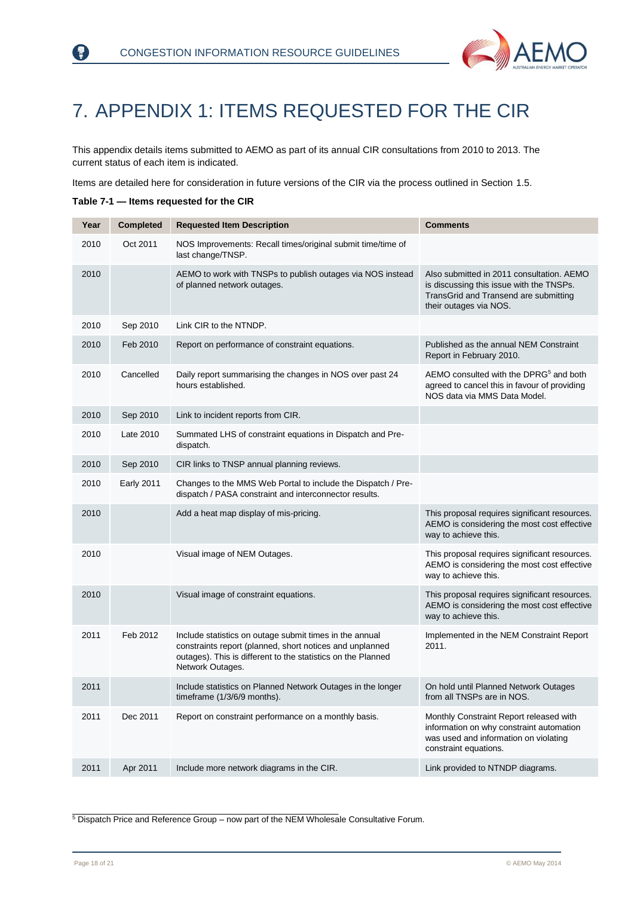# 7. APPENDIX 1: ITEMS REQUESTED FOR THE CIR

This appendix details items submitted to AEMO as part of its annual CIR consultations from 2010 to 2013. The current status of each item is indicated.

Items are detailed here for consideration in future versions of the CIR via the process outlined in Section 1.5.

**Table 7-1 — Items requested for the CIR**

| Year | Completed | Requested Item Description | Comments |
|---|---|---|---|
| 2010 | Oct 2011 | NOS Improvements: Recall times/original submit time/time of last change/TNSP. | |
| 2010 | | AEMO to work with TNSPs to publish outages via NOS instead of planned network outages. | Also submitted in 2011 consultation. AEMO is discussing this issue with the TNSPs. TransGrid and Transend are submitting their outages via NOS. |
| 2010 | Sep 2010 | Link CIR to the NTNDP. | |
| 2010 | Feb 2010 | Report on performance of constraint equations. | Published as the annual NEM Constraint Report in February 2010. |
| 2010 | Cancelled | Daily report summarising the changes in NOS over past 24 hours established. | AEMO consulted with the DPRG[5] and both agreed to cancel this in favour of providing NOS data via MMS Data Model. |
| 2010 | Sep 2010 | Link to incident reports from CIR. | |
| 2010 | Late 2010 | Summated LHS of constraint equations in Dispatch and Pre-dispatch. | |
| 2010 | Sep 2010 | CIR links to TNSP annual planning reviews. | |
| 2010 | Early 2011 | Changes to the MMS Web Portal to include the Dispatch / Pre-dispatch / PASA constraint and interconnector results. | |
| 2010 | | Add a heat map display of mis-pricing. | This proposal requires significant resources. AEMO is considering the most cost effective way to achieve this. |
| 2010 | | Visual image of NEM Outages. | This proposal requires significant resources. AEMO is considering the most cost effective way to achieve this. |
| 2010 | | Visual image of constraint equations. | This proposal requires significant resources. AEMO is considering the most cost effective way to achieve this. |
| 2011 | Feb 2012 | Include statistics on outage submit times in the annual constraints report (planned, short notices and unplanned outages). This is different to the statistics on the Planned Network Outages. | Implemented in the NEM Constraint Report 2011. |
| 2011 | | Include statistics on Planned Network Outages in the longer timeframe (1/3/6/9 months). | On hold until Planned Network Outages from all TNSPs are in NOS. |
| 2011 | Dec 2011 | Report on constraint performance on a monthly basis. | Monthly Constraint Report released with information on why constraint automation was used and information on violating constraint equations. |
| 2011 | Apr 2011 | Include more network diagrams in the CIR. | Link provided to NTNDP diagrams. |

[5] Dispatch Price and Reference Group – now part of the NEM Wholesale Consultative Forum.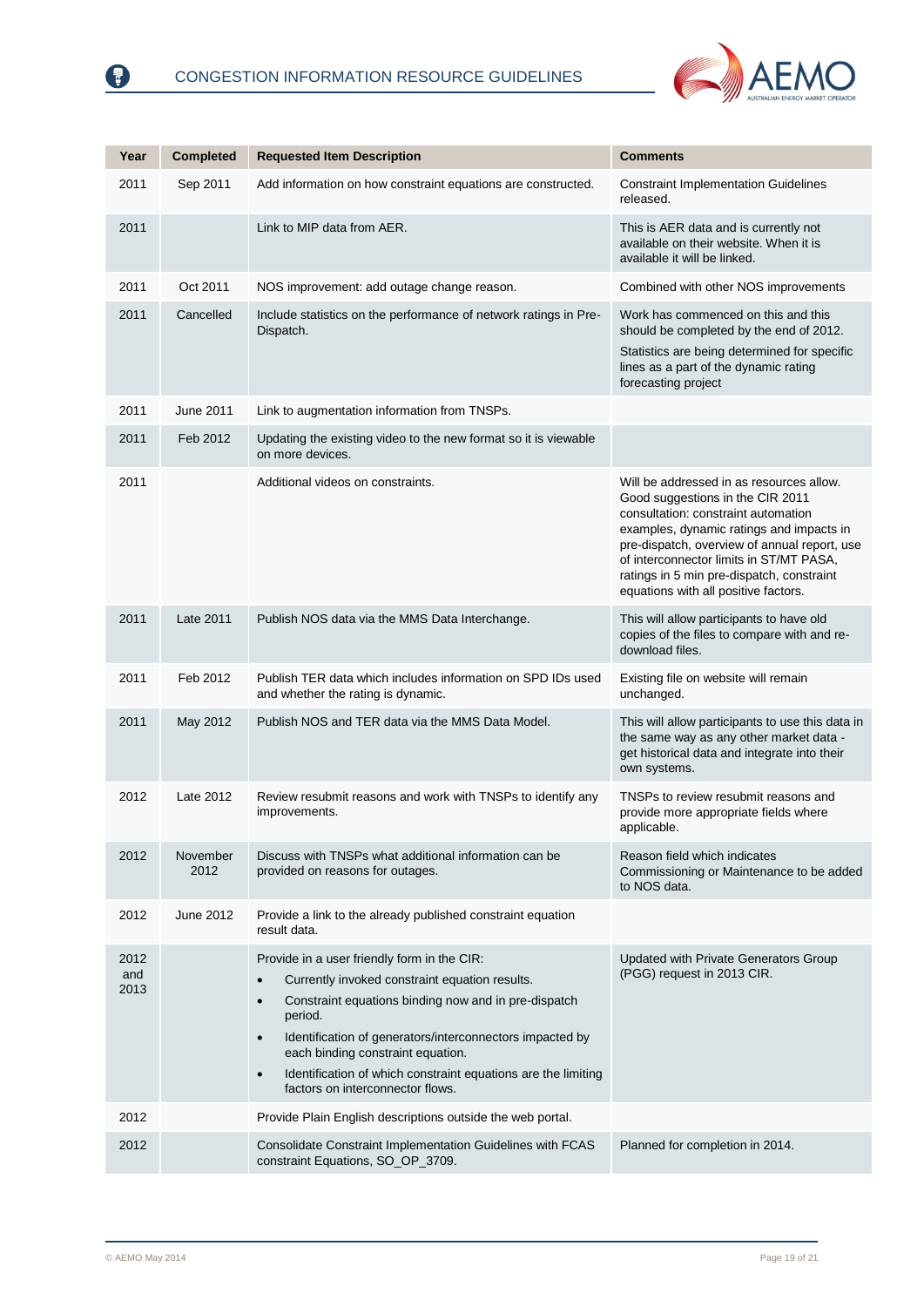| Year | Completed | Requested Item Description | Comments |
| --- | --- | --- | --- |
| 2011 | Sep 2011 | Add information on how constraint equations are constructed. | Constraint Implementation Guidelines released. |
| 2011 | | Link to MIP data from AER. | This is AER data and is currently not available on their website. When it is available it will be linked. |
| 2011 | Oct 2011 | NOS improvement: add outage change reason. | Combined with other NOS improvements |
| 2011 | Cancelled | Include statistics on the performance of network ratings in Pre-Dispatch. | Work has commenced on this and this should be completed by the end of 2012.<br>Statistics are being determined for specific lines as a part of the dynamic rating forecasting project |
| 2011 | June 2011 | Link to augmentation information from TNSPs. | |
| 2011 | Feb 2012 | Updating the existing video to the new format so it is viewable on more devices. | |
| 2011 | | Additional videos on constraints. | Will be addressed in as resources allow. Good suggestions in the CIR 2011 consultation: constraint automation examples, dynamic ratings and impacts in pre-dispatch, overview of annual report, use of interconnector limits in ST/MT PASA, ratings in 5 min pre-dispatch, constraint equations with all positive factors. |
| 2011 | Late 2011 | Publish NOS data via the MMS Data Interchange. | This will allow participants to have old copies of the files to compare with and re-download files. |
| 2011 | Feb 2012 | Publish TER data which includes information on SPD IDs used and whether the rating is dynamic. | Existing file on website will remain unchanged. |
| 2011 | May 2012 | Publish NOS and TER data via the MMS Data Model. | This will allow participants to use this data in the same way as any other market data - get historical data and integrate into their own systems. |
| 2012 | Late 2012 | Review resubmit reasons and work with TNSPs to identify any improvements. | TNSPs to review resubmit reasons and provide more appropriate fields where applicable. |
| 2012 | November 2012 | Discuss with TNSPs what additional information can be provided on reasons for outages. | Reason field which indicates Commissioning or Maintenance to be added to NOS data. |
| 2012 | June 2012 | Provide a link to the already published constraint equation result data. | |
| 2012 and 2013 | | Provide in a user friendly form in the CIR:<br>• Currently invoked constraint equation results.<br>• Constraint equations binding now and in pre-dispatch period.<br>• Identification of generators/interconnectors impacted by each binding constraint equation.<br>• Identification of which constraint equations are the limiting factors on interconnector flows. | Updated with Private Generators Group (PGG) request in 2013 CIR. |
| 2012 | | Provide Plain English descriptions outside the web portal. | |
| 2012 | | Consolidate Constraint Implementation Guidelines with FCAS constraint Equations, SO_OP_3709. | Planned for completion in 2014. |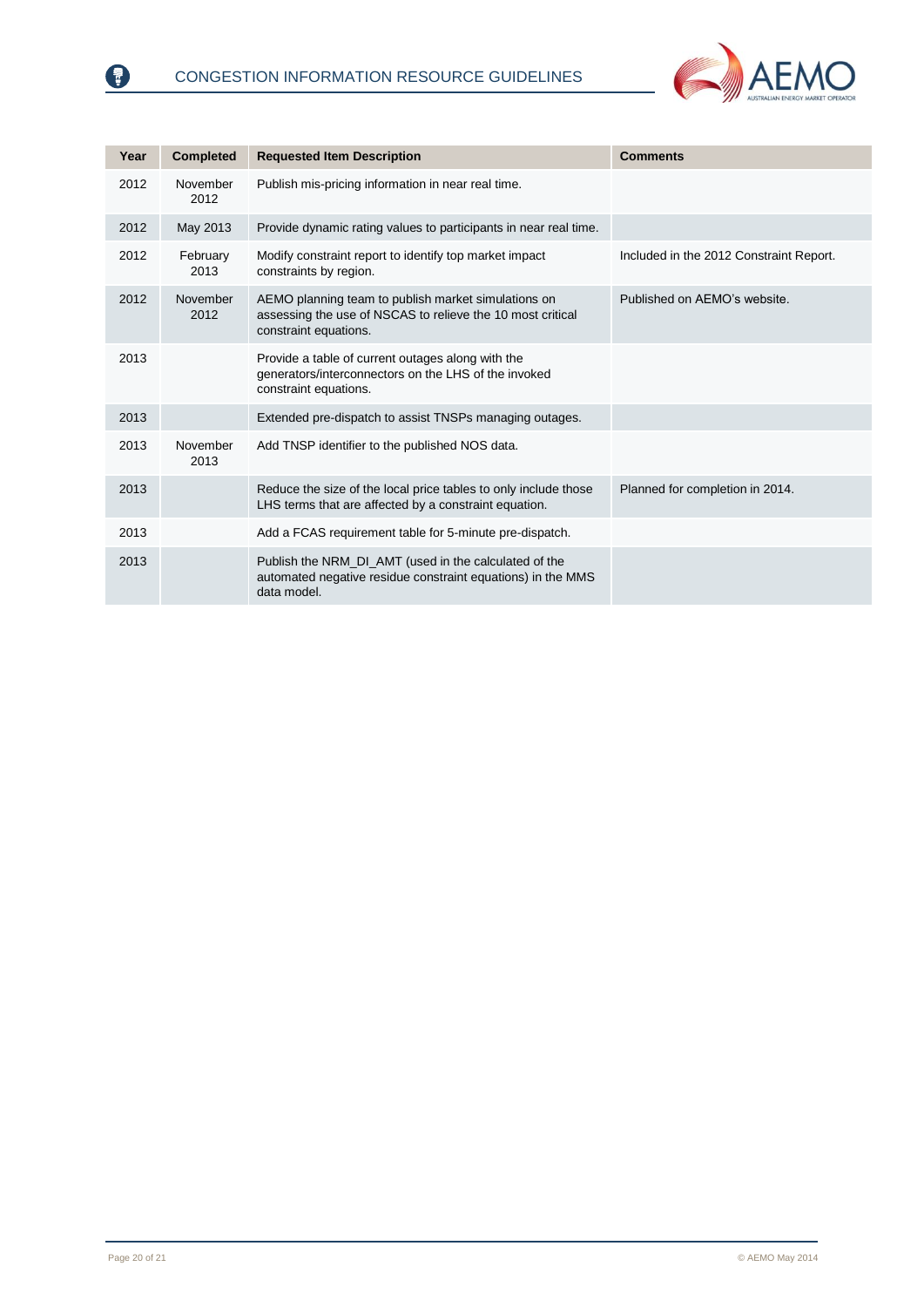| Year | Completed | Requested Item Description | Comments |
|---|---|---|---|
| 2012 | November 2012 | Publish mis-pricing information in near real time. | |
| 2012 | May 2013 | Provide dynamic rating values to participants in near real time. | |
| 2012 | February 2013 | Modify constraint report to identify top market impact constraints by region. | Included in the 2012 Constraint Report. |
| 2012 | November 2012 | AEMO planning team to publish market simulations on assessing the use of NSCAS to relieve the 10 most critical constraint equations. | Published on AEMO's website. |
| 2013 | | Provide a table of current outages along with the generators/interconnectors on the LHS of the invoked constraint equations. | |
| 2013 | | Extended pre-dispatch to assist TNSPs managing outages. | |
| 2013 | November 2013 | Add TNSP identifier to the published NOS data. | |
| 2013 | | Reduce the size of the local price tables to only include those LHS terms that are affected by a constraint equation. | Planned for completion in 2014. |
| 2013 | | Add a FCAS requirement table for 5-minute pre-dispatch. | |
| 2013 | | Publish the NRM_DI_AMT (used in the calculated of the automated negative residue constraint equations) in the MMS data model. | |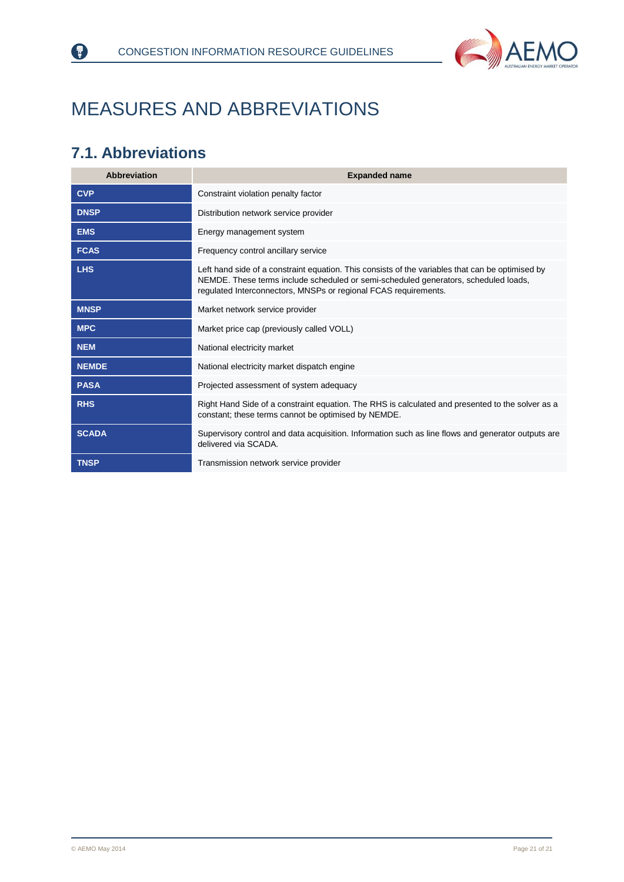# MEASURES AND ABBREVIATIONS

## 7.1. Abbreviations

| Abbreviation | Expanded name |
|---|---|
| **CVP** | Constraint violation penalty factor |
| **DNSP** | Distribution network service provider |
| **EMS** | Energy management system |
| **FCAS** | Frequency control ancillary service |
| **LHS** | Left hand side of a constraint equation. This consists of the variables that can be optimised by NEMDE. These terms include scheduled or semi-scheduled generators, scheduled loads, regulated Interconnectors, MNSPs or regional FCAS requirements. |
| **MNSP** | Market network service provider |
| **MPC** | Market price cap (previously called VOLL) |
| **NEM** | National electricity market |
| **NEMDE** | National electricity market dispatch engine |
| **PASA** | Projected assessment of system adequacy |
| **RHS** | Right Hand Side of a constraint equation. The RHS is calculated and presented to the solver as a constant; these terms cannot be optimised by NEMDE. |
| **SCADA** | Supervisory control and data acquisition. Information such as line flows and generator outputs are delivered via SCADA. |
| **TNSP** | Transmission network service provider |